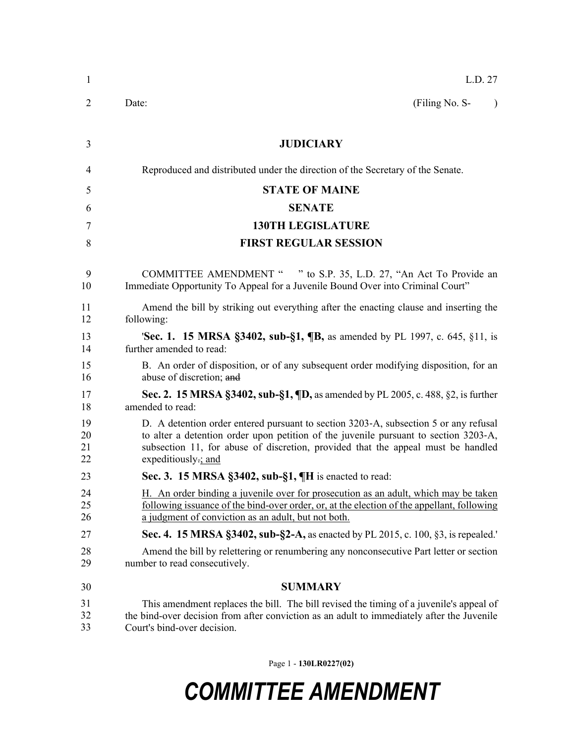L.D. 27

Date: (Filing No. S- )

# JUDICIARY

Reproduced and distributed under the direction of the Secretary of the Senate.

## STATE OF MAINE

## SENATE

## 130TH LEGISLATURE

## FIRST REGULAR SESSION

COMMITTEE AMENDMENT " " to S.P. 35, L.D. 27, "An Act To Provide an Immediate Opportunity To Appeal for a Juvenile Bound Over into Criminal Court"

Amend the bill by striking out everything after the enacting clause and inserting the following:

'**Sec. 1. 15 MRSA §3402, sub-§1, ¶B,** as amended by PL 1997, c. 645, §11, is further amended to read:

B. An order of disposition, or of any subsequent order modifying disposition, for an abuse of discretion; ~~and~~

**Sec. 2. 15 MRSA §3402, sub-§1, ¶D,** as amended by PL 2005, c. 488, §2, is further amended to read:

D. A detention order entered pursuant to section 3203-A, subsection 5 or any refusal to alter a detention order upon petition of the juvenile pursuant to section 3203-A, subsection 11, for abuse of discretion, provided that the appeal must be handled expeditiously~~.~~; and

**Sec. 3. 15 MRSA §3402, sub-§1, ¶H** is enacted to read:

H. An order binding a juvenile over for prosecution as an adult, which may be taken following issuance of the bind-over order, or, at the election of the appellant, following a judgment of conviction as an adult, but not both.

**Sec. 4. 15 MRSA §3402, sub-§2-A,** as enacted by PL 2015, c. 100, §3, is repealed.'

Amend the bill by relettering or renumbering any nonconsecutive Part letter or section number to read consecutively.

## SUMMARY

This amendment replaces the bill. The bill revised the timing of a juvenile's appeal of the bind-over decision from after conviction as an adult to immediately after the Juvenile Court's bind-over decision.

Page 1 - 130LR0227(02)

**COMMITTEE AMENDMENT**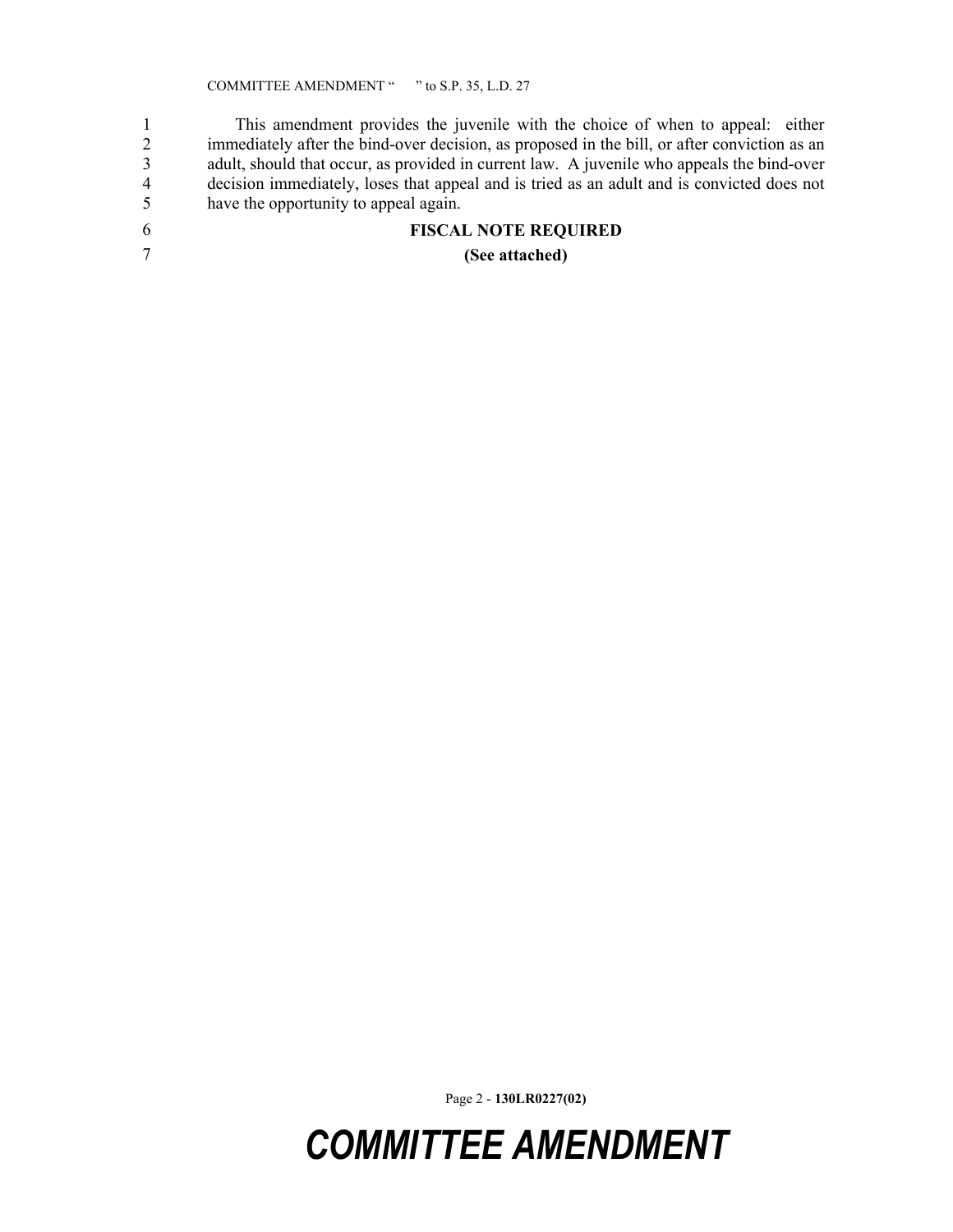This amendment provides the juvenile with the choice of when to appeal: either immediately after the bind-over decision, as proposed in the bill, or after conviction as an adult, should that occur, as provided in current law. A juvenile who appeals the bind-over decision immediately, loses that appeal and is tried as an adult and is convicted does not have the opportunity to appeal again.

**FISCAL NOTE REQUIRED**

**(See attached)**